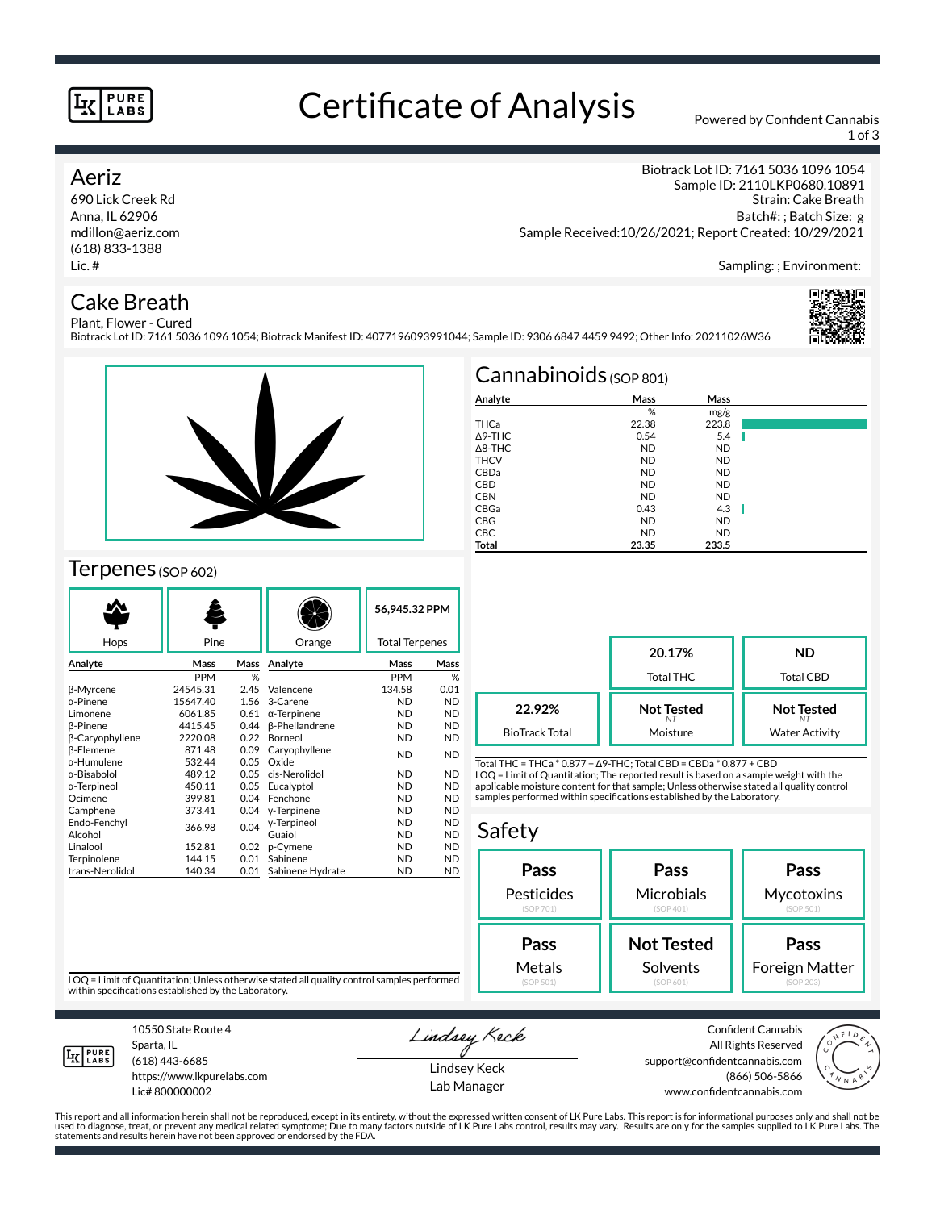# Certificate of Analysis

Powered by Confident Cannabis

## Aeriz

690 Lick Creek Rd
Anna, IL 62906
mdillon@aeriz.com
(618) 833-1388
Lic. #

Biotrack Lot ID: 7161 5036 1096 1054
Sample ID: 2110LKP0680.10891
Strain: Cake Breath
Batch#: ; Batch Size: g
Sample Received:10/26/2021; Report Created: 10/29/2021

Sampling: ; Environment:

## Cake Breath

Plant, Flower - Cured
Biotrack Lot ID: 7161 5036 1096 1054; Biotrack Manifest ID: 4077196093991044; Sample ID: 9306 6847 4459 9492; Other Info: 20211026W36

## Cannabinoids (SOP 801)

| Analyte | Mass (%) | Mass (mg/g) |
|---|---|---|
| THCa | 22.38 | 223.8 |
| Δ9-THC | 0.54 | 5.4 |
| Δ8-THC | ND | ND |
| THCV | ND | ND |
| CBDa | ND | ND |
| CBD | ND | ND |
| CBN | ND | ND |
| CBGa | 0.43 | 4.3 |
| CBG | ND | ND |
| CBC | ND | ND |
| **Total** | **23.35** | **233.5** |

| | |
|---|---|
| **20.17%** | Total THC |
| **ND** | Total CBD |
| **22.92%** | BioTrack Total |
| **Not Tested** | Moisture |
| **Not Tested** | Water Activity |

Total THC = THCa * 0.877 + Δ9-THC; Total CBD = CBDa * 0.877 + CBD
LOQ = Limit of Quantitation; The reported result is based on a sample weight with the applicable moisture content for that sample; Unless otherwise stated all quality control samples performed within specifications established by the Laboratory.

## Terpenes (SOP 602)

Hops | Pine | Orange | **56,945.32 PPM** Total Terpenes

| Analyte | Mass (PPM) | Mass (%) | Analyte | Mass (PPM) | Mass (%) |
|---|---|---|---|---|---|
| β-Myrcene | 24545.31 | 2.45 | Valencene | 134.58 | 0.01 |
| α-Pinene | 15647.40 | 1.56 | 3-Carene | ND | ND |
| Limonene | 6061.85 | 0.61 | α-Terpinene | ND | ND |
| β-Pinene | 4415.45 | 0.44 | β-Phellandrene | ND | ND |
| β-Caryophyllene | 2220.08 | 0.22 | Borneol | ND | ND |
| β-Elemene | 871.48 | 0.09 | Caryophyllene Oxide | ND | ND |
| α-Humulene | 532.44 | 0.05 | | | |
| α-Bisabolol | 489.12 | 0.05 | cis-Nerolidol | ND | ND |
| α-Terpineol | 450.11 | 0.05 | Eucalyptol | ND | ND |
| Ocimene | 399.81 | 0.04 | Fenchone | ND | ND |
| Camphene | 373.41 | 0.04 | γ-Terpinene | ND | ND |
| Endo-Fenchyl Alcohol | 366.98 | 0.04 | γ-Terpineol | ND | ND |
| | | | Guaiol | ND | ND |
| Linalool | 152.81 | 0.02 | p-Cymene | ND | ND |
| Terpinolene | 144.15 | 0.01 | Sabinene | ND | ND |
| trans-Nerolidol | 140.34 | 0.01 | Sabinene Hydrate | ND | ND |

LOQ = Limit of Quantitation; Unless otherwise stated all quality control samples performed within specifications established by the Laboratory.

## Safety

| Test | Result | SOP |
|---|---|---|
| Pesticides | **Pass** | SOP 701 |
| Microbials | **Pass** | SOP 401 |
| Mycotoxins | **Pass** | SOP 501 |
| Metals | **Pass** | SOP 501 |
| Solvents | **Not Tested** | SOP 601 |
| Foreign Matter | **Pass** | SOP 203 |

LK Pure Labs
10550 State Route 4
Sparta, IL
(618) 443-6685
https://www.lkpurelabs.com
Lic# 800000002

Lindsey Keck
Lab Manager

Confident Cannabis
All Rights Reserved
support@confidentcannabis.com
(866) 506-5866
www.confidentcannabis.com

This report and all information herein shall not be reproduced, except in its entirety, without the expressed written consent of LK Pure Labs. This report is for informational purposes only and shall not be used to diagnose, treat, or prevent any medical related symptome; Due to many factors outside of LK Pure Labs control, results may vary. Results are only for the samples supplied to LK Pure Labs. The statements and results herein have not been approved or endorsed by the FDA.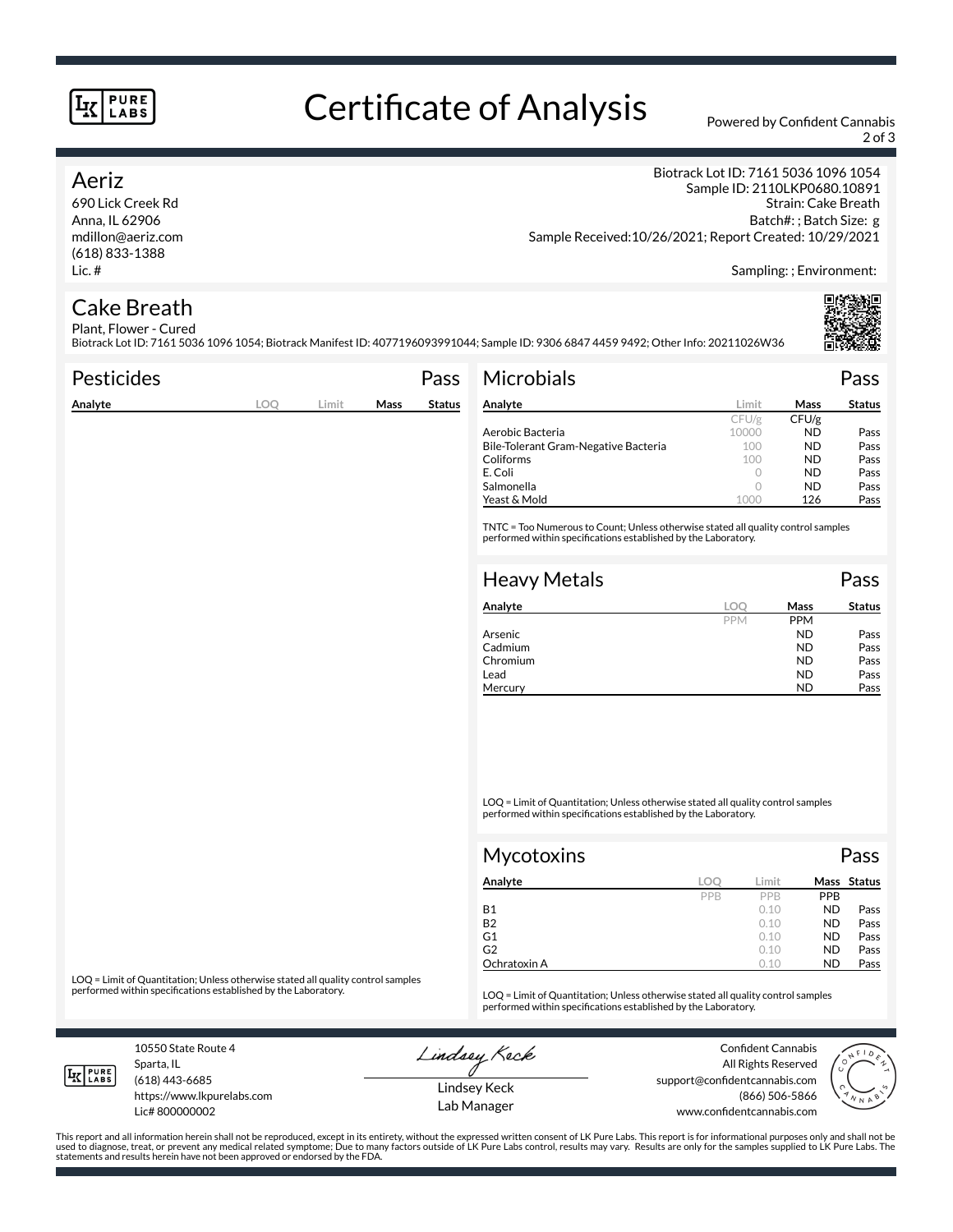# Certificate of Analysis

Powered by Confident Cannabis

## Aeriz

690 Lick Creek Rd
Anna, IL 62906
mdillon@aeriz.com
(618) 833-1388
Lic. #

Biotrack Lot ID: 7161 5036 1096 1054
Sample ID: 2110LKP0680.10891
Strain: Cake Breath
Batch#: ; Batch Size: g
Sample Received:10/26/2021; Report Created: 10/29/2021

Sampling: ; Environment:

## Cake Breath

Plant, Flower - Cured
Biotrack Lot ID: 7161 5036 1096 1054; Biotrack Manifest ID: 4077196093991044; Sample ID: 9306 6847 4459 9492; Other Info: 20211026W36

### Pesticides — Pass

| Analyte | LOQ | Limit | Mass | Status |
|---|---|---|---|---|

LOQ = Limit of Quantitation; Unless otherwise stated all quality control samples performed within specifications established by the Laboratory.

### Microbials — Pass

| Analyte | Limit | Mass | Status |
|---|---|---|---|
| | CFU/g | CFU/g | |
| Aerobic Bacteria | 10000 | ND | Pass |
| Bile-Tolerant Gram-Negative Bacteria | 100 | ND | Pass |
| Coliforms | 100 | ND | Pass |
| E. Coli | 0 | ND | Pass |
| Salmonella | 0 | ND | Pass |
| Yeast & Mold | 1000 | 126 | Pass |

TNTC = Too Numerous to Count; Unless otherwise stated all quality control samples performed within specifications established by the Laboratory.

### Heavy Metals — Pass

| Analyte | LOQ | Mass | Status |
|---|---|---|---|
| | PPM | PPM | |
| Arsenic | | ND | Pass |
| Cadmium | | ND | Pass |
| Chromium | | ND | Pass |
| Lead | | ND | Pass |
| Mercury | | ND | Pass |

LOQ = Limit of Quantitation; Unless otherwise stated all quality control samples performed within specifications established by the Laboratory.

### Mycotoxins — Pass

| Analyte | LOQ | Limit | Mass | Status |
|---|---|---|---|---|
| | PPB | PPB | PPB | |
| B1 | | 0.10 | ND | Pass |
| B2 | | 0.10 | ND | Pass |
| G1 | | 0.10 | ND | Pass |
| G2 | | 0.10 | ND | Pass |
| Ochratoxin A | | 0.10 | ND | Pass |

LOQ = Limit of Quantitation; Unless otherwise stated all quality control samples performed within specifications established by the Laboratory.

10550 State Route 4
Sparta, IL
(618) 443-6685
https://www.lkpurelabs.com
Lic# 800000002

Lindsey Keck
Lab Manager

Confident Cannabis
All Rights Reserved
support@confidentcannabis.com
(866) 506-5866
www.confidentcannabis.com

This report and all information herein shall not be reproduced, except in its entirety, without the expressed written consent of LK Pure Labs. This report is for informational purposes only and shall not be used to diagnose, treat, or prevent any medical related symptome; Due to many factors outside of LK Pure Labs control, results may vary. Results are only for the samples supplied to LK Pure Labs. The statements and results herein have not been approved or endorsed by the FDA.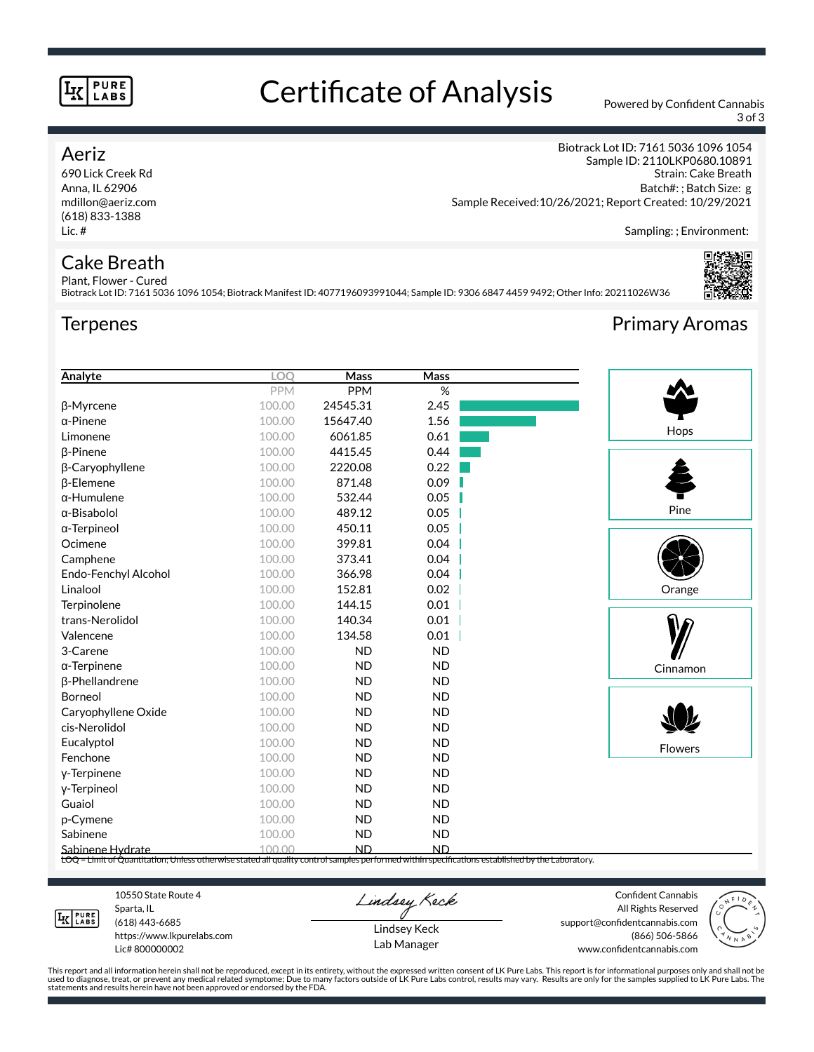# Certificate of Analysis

Powered by Confident Cannabis

## Aeriz

690 Lick Creek Rd
Anna, IL 62906
mdillon@aeriz.com
(618) 833-1388
Lic. #

Biotrack Lot ID: 7161 5036 1096 1054
Sample ID: 2110LKP0680.10891
Strain: Cake Breath
Batch#: ; Batch Size: g
Sample Received:10/26/2021; Report Created: 10/29/2021

Sampling: ; Environment:

## Cake Breath

Plant, Flower - Cured
Biotrack Lot ID: 7161 5036 1096 1054; Biotrack Manifest ID: 4077196093991044; Sample ID: 9306 6847 4459 9492; Other Info: 20211026W36

## Terpenes

| Analyte | LOQ | Mass | Mass |
|---|---|---|---|
| | PPM | PPM | % |
| β-Myrcene | 100.00 | 24545.31 | 2.45 |
| α-Pinene | 100.00 | 15647.40 | 1.56 |
| Limonene | 100.00 | 6061.85 | 0.61 |
| β-Pinene | 100.00 | 4415.45 | 0.44 |
| β-Caryophyllene | 100.00 | 2220.08 | 0.22 |
| β-Elemene | 100.00 | 871.48 | 0.09 |
| α-Humulene | 100.00 | 532.44 | 0.05 |
| α-Bisabolol | 100.00 | 489.12 | 0.05 |
| α-Terpineol | 100.00 | 450.11 | 0.05 |
| Ocimene | 100.00 | 399.81 | 0.04 |
| Camphene | 100.00 | 373.41 | 0.04 |
| Endo-Fenchyl Alcohol | 100.00 | 366.98 | 0.04 |
| Linalool | 100.00 | 152.81 | 0.02 |
| Terpinolene | 100.00 | 144.15 | 0.01 |
| trans-Nerolidol | 100.00 | 140.34 | 0.01 |
| Valencene | 100.00 | 134.58 | 0.01 |
| 3-Carene | 100.00 | ND | ND |
| α-Terpinene | 100.00 | ND | ND |
| β-Phellandrene | 100.00 | ND | ND |
| Borneol | 100.00 | ND | ND |
| Caryophyllene Oxide | 100.00 | ND | ND |
| cis-Nerolidol | 100.00 | ND | ND |
| Eucalyptol | 100.00 | ND | ND |
| Fenchone | 100.00 | ND | ND |
| γ-Terpinene | 100.00 | ND | ND |
| γ-Terpineol | 100.00 | ND | ND |
| Guaiol | 100.00 | ND | ND |
| p-Cymene | 100.00 | ND | ND |
| Sabinene | 100.00 | ND | ND |
| Sabinene Hydrate | 100.00 | ND | ND |

LOQ = Limit of Quantitation; Unless otherwise stated all quality control samples performed within specifications established by the Laboratory.

## Primary Aromas

Hops

Pine

Orange

Cinnamon

Flowers

10550 State Route 4
Sparta, IL
(618) 443-6685
https://www.lkpurelabs.com
Lic# 800000002

Lindsey Keck
Lab Manager

Confident Cannabis
All Rights Reserved
support@confidentcannabis.com
(866) 506-5866
www.confidentcannabis.com

This report and all information herein shall not be reproduced, except in its entirety, without the expressed written consent of LK Pure Labs. This report is for informational purposes only and shall not be used to diagnose, treat, or prevent any medical related symptome; Due to many factors outside of LK Pure Labs control, results may vary. Results are only for the samples supplied to LK Pure Labs. The statements and results herein have not been approved or endorsed by the FDA.